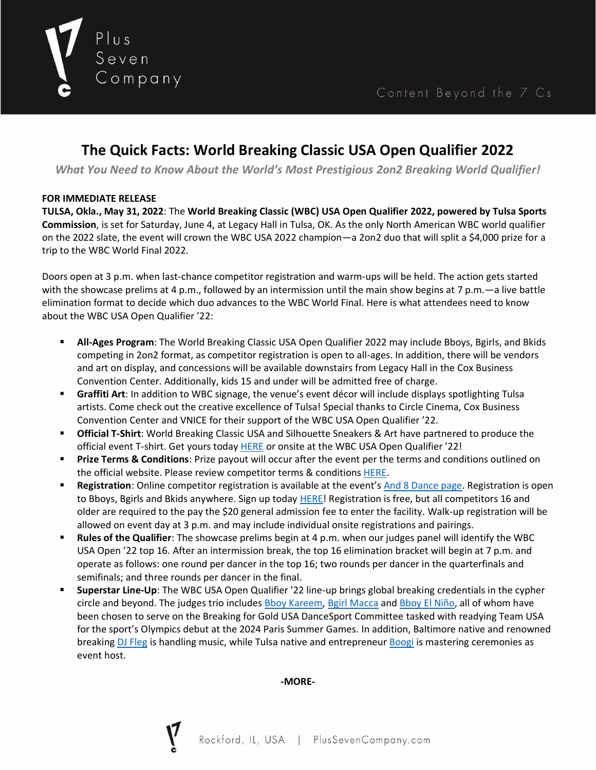# The Quick Facts: World Breaking Classic USA Open Qualifier 2022

***What You Need to Know About the World's Most Prestigious 2on2 Breaking World Qualifier!***

**FOR IMMEDIATE RELEASE**

**TULSA, Okla., May 31, 2022**: The **World Breaking Classic (WBC) USA Open Qualifier 2022, powered by Tulsa Sports Commission**, is set for Saturday, June 4, at Legacy Hall in Tulsa, OK. As the only North American WBC world qualifier on the 2022 slate, the event will crown the WBC USA 2022 champion—a 2on2 duo that will split a $4,000 prize for a trip to the WBC World Final 2022.

Doors open at 3 p.m. when last-chance competitor registration and warm-ups will be held. The action gets started with the showcase prelims at 4 p.m., followed by an intermission until the main show begins at 7 p.m.—a live battle elimination format to decide which duo advances to the WBC World Final. Here is what attendees need to know about the WBC USA Open Qualifier '22:

- **All-Ages Program**: The World Breaking Classic USA Open Qualifier 2022 may include Bboys, Bgirls, and Bkids competing in 2on2 format, as competitor registration is open to all-ages. In addition, there will be vendors and art on display, and concessions will be available downstairs from Legacy Hall in the Cox Business Convention Center. Additionally, kids 15 and under will be admitted free of charge.
- **Graffiti Art**: In addition to WBC signage, the venue's event décor will include displays spotlighting Tulsa artists. Come check out the creative excellence of Tulsa! Special thanks to Circle Cinema, Cox Business Convention Center and VNICE for their support of the WBC USA Open Qualifier '22.
- **Official T-Shirt**: World Breaking Classic USA and Silhouette Sneakers & Art have partnered to produce the official event T-shirt. Get yours today HERE or onsite at the WBC USA Open Qualifier '22!
- **Prize Terms & Conditions**: Prize payout will occur after the event per the terms and conditions outlined on the official website. Please review competitor terms & conditions HERE.
- **Registration**: Online competitor registration is available at the event's And 8 Dance page. Registration is open to Bboys, Bgirls and Bkids anywhere. Sign up today HERE! Registration is free, but all competitors 16 and older are required to the pay the $20 general admission fee to enter the facility. Walk-up registration will be allowed on event day at 3 p.m. and may include individual onsite registrations and pairings.
- **Rules of the Qualifier**: The showcase prelims begin at 4 p.m. when our judges panel will identify the WBC USA Open '22 top 16. After an intermission break, the top 16 elimination bracket will begin at 7 p.m. and operate as follows: one round per dancer in the top 16; two rounds per dancer in the quarterfinals and semifinals; and three rounds per dancer in the final.
- **Superstar Line-Up**: The WBC USA Open Qualifier '22 line-up brings global breaking credentials in the cypher circle and beyond. The judges trio includes Bboy Kareem, Bgirl Macca and Bboy El Niño, all of whom have been chosen to serve on the Breaking for Gold USA DanceSport Committee tasked with readying Team USA for the sport's Olympics debut at the 2024 Paris Summer Games. In addition, Baltimore native and renowned breaking DJ Fleg is handling music, while Tulsa native and entrepreneur Boogi is mastering ceremonies as event host.

**-MORE-**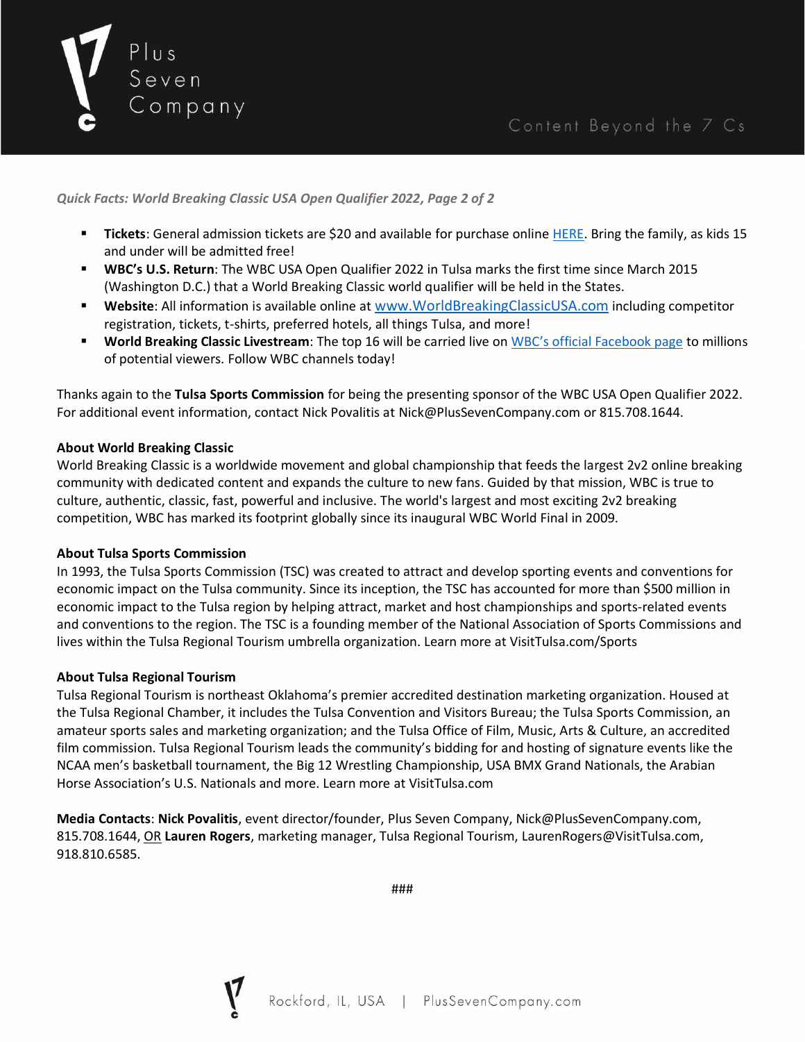*Quick Facts: World Breaking Classic USA Open Qualifier 2022, Page 2 of 2*

- **Tickets**: General admission tickets are $20 and available for purchase online HERE. Bring the family, as kids 15 and under will be admitted free!
- **WBC's U.S. Return**: The WBC USA Open Qualifier 2022 in Tulsa marks the first time since March 2015 (Washington D.C.) that a World Breaking Classic world qualifier will be held in the States.
- **Website**: All information is available online at www.WorldBreakingClassicUSA.com including competitor registration, tickets, t-shirts, preferred hotels, all things Tulsa, and more!
- **World Breaking Classic Livestream**: The top 16 will be carried live on WBC's official Facebook page to millions of potential viewers. Follow WBC channels today!

Thanks again to the **Tulsa Sports Commission** for being the presenting sponsor of the WBC USA Open Qualifier 2022. For additional event information, contact Nick Povalitis at Nick@PlusSevenCompany.com or 815.708.1644.

**About World Breaking Classic**

World Breaking Classic is a worldwide movement and global championship that feeds the largest 2v2 online breaking community with dedicated content and expands the culture to new fans. Guided by that mission, WBC is true to culture, authentic, classic, fast, powerful and inclusive. The world's largest and most exciting 2v2 breaking competition, WBC has marked its footprint globally since its inaugural WBC World Final in 2009.

**About Tulsa Sports Commission**

In 1993, the Tulsa Sports Commission (TSC) was created to attract and develop sporting events and conventions for economic impact on the Tulsa community. Since its inception, the TSC has accounted for more than $500 million in economic impact to the Tulsa region by helping attract, market and host championships and sports-related events and conventions to the region. The TSC is a founding member of the National Association of Sports Commissions and lives within the Tulsa Regional Tourism umbrella organization. Learn more at VisitTulsa.com/Sports

**About Tulsa Regional Tourism**

Tulsa Regional Tourism is northeast Oklahoma's premier accredited destination marketing organization. Housed at the Tulsa Regional Chamber, it includes the Tulsa Convention and Visitors Bureau; the Tulsa Sports Commission, an amateur sports sales and marketing organization; and the Tulsa Office of Film, Music, Arts & Culture, an accredited film commission. Tulsa Regional Tourism leads the community's bidding for and hosting of signature events like the NCAA men's basketball tournament, the Big 12 Wrestling Championship, USA BMX Grand Nationals, the Arabian Horse Association's U.S. Nationals and more. Learn more at VisitTulsa.com

**Media Contacts**: **Nick Povalitis**, event director/founder, Plus Seven Company, Nick@PlusSevenCompany.com, 815.708.1644, OR **Lauren Rogers**, marketing manager, Tulsa Regional Tourism, LaurenRogers@VisitTulsa.com, 918.810.6585.

###